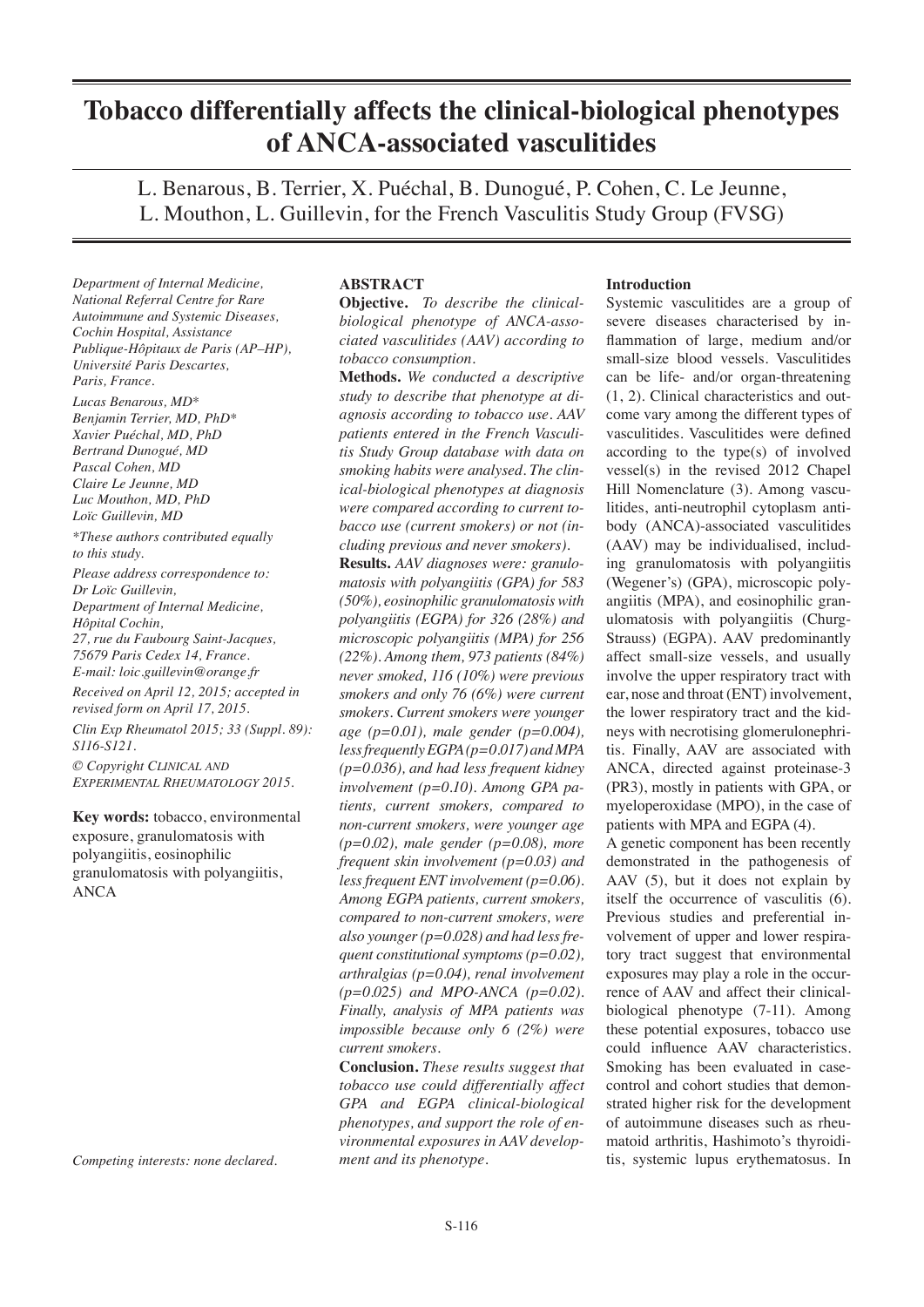# Tobacco differentially affects the clinical-biological phenotypes of ANCA-associated vasculitides

L. Benarous, B. Terrier, X. Puéchal, B. Dunogué, P. Cohen, C. Le Jeunne, L. Mouthon, L. Guillevin, for the French Vasculitis Study Group (FVSG)

*Department of Internal Medicine, National Referral Centre for Rare Autoimmune and Systemic Diseases, Cochin Hospital, Assistance Publique-Hôpitaux de Paris (AP–HP), Université Paris Descartes, Paris, France.*

*Lucas Benarous, MD\**
*Benjamin Terrier, MD, PhD\**
*Xavier Puéchal, MD, PhD*
*Bertrand Dunogué, MD*
*Pascal Cohen, MD*
*Claire Le Jeunne, MD*
*Luc Mouthon, MD, PhD*
*Loïc Guillevin, MD*

*\*These authors contributed equally to this study.*

*Please address correspondence to: Dr Loïc Guillevin, Department of Internal Medicine, Hôpital Cochin, 27, rue du Faubourg Saint-Jacques, 75679 Paris Cedex 14, France. E-mail: loic.guillevin@orange.fr*

*Received on April 12, 2015; accepted in revised form on April 17, 2015.*

*Clin Exp Rheumatol 2015; 33 (Suppl. 89): S116-S121.*

*© Copyright CLINICAL AND EXPERIMENTAL RHEUMATOLOGY 2015.*

**Key words:** tobacco, environmental exposure, granulomatosis with polyangiitis, eosinophilic granulomatosis with polyangiitis, ANCA

*Competing interests: none declared.*

## ABSTRACT

**Objective.** *To describe the clinical-biological phenotype of ANCA-associated vasculitides (AAV) according to tobacco consumption.*

**Methods.** *We conducted a descriptive study to describe that phenotype at diagnosis according to tobacco use. AAV patients entered in the French Vasculitis Study Group database with data on smoking habits were analysed. The clinical-biological phenotypes at diagnosis were compared according to current tobacco use (current smokers) or not (including previous and never smokers).*

**Results.** *AAV diagnoses were: granulomatosis with polyangiitis (GPA) for 583 (50%), eosinophilic granulomatosis with polyangiitis (EGPA) for 326 (28%) and microscopic polyangiitis (MPA) for 256 (22%). Among them, 973 patients (84%) never smoked, 116 (10%) were previous smokers and only 76 (6%) were current smokers. Current smokers were younger age (p=0.01), male gender (p=0.004), less frequently EGPA (p=0.017) and MPA (p=0.036), and had less frequent kidney involvement (p=0.10). Among GPA patients, current smokers, compared to non-current smokers, were younger age (p=0.02), male gender (p=0.08), more frequent skin involvement (p=0.03) and less frequent ENT involvement (p=0.06). Among EGPA patients, current smokers, compared to non-current smokers, were also younger (p=0.028) and had less frequent constitutional symptoms (p=0.02), arthralgias (p=0.04), renal involvement (p=0.025) and MPO-ANCA (p=0.02). Finally, analysis of MPA patients was impossible because only 6 (2%) were current smokers.*

**Conclusion.** *These results suggest that tobacco use could differentially affect GPA and EGPA clinical-biological phenotypes, and support the role of environmental exposures in AAV development and its phenotype.*

## Introduction

Systemic vasculitides are a group of severe diseases characterised by inflammation of large, medium and/or small-size blood vessels. Vasculitides can be life- and/or organ-threatening (1, 2). Clinical characteristics and outcome vary among the different types of vasculitides. Vasculitides were defined according to the type(s) of involved vessel(s) in the revised 2012 Chapel Hill Nomenclature (3). Among vasculitides, anti-neutrophil cytoplasm antibody (ANCA)-associated vasculitides (AAV) may be individualised, including granulomatosis with polyangiitis (Wegener's) (GPA), microscopic polyangiitis (MPA), and eosinophilic granulomatosis with polyangiitis (Churg-Strauss) (EGPA). AAV predominantly affect small-size vessels, and usually involve the upper respiratory tract with ear, nose and throat (ENT) involvement, the lower respiratory tract and the kidneys with necrotising glomerulonephritis. Finally, AAV are associated with ANCA, directed against proteinase-3 (PR3), mostly in patients with GPA, or myeloperoxidase (MPO), in the case of patients with MPA and EGPA (4).

A genetic component has been recently demonstrated in the pathogenesis of AAV (5), but it does not explain by itself the occurrence of vasculitis (6). Previous studies and preferential involvement of upper and lower respiratory tract suggest that environmental exposures may play a role in the occurrence of AAV and affect their clinical-biological phenotype (7-11). Among these potential exposures, tobacco use could influence AAV characteristics. Smoking has been evaluated in case-control and cohort studies that demonstrated higher risk for the development of autoimmune diseases such as rheumatoid arthritis, Hashimoto's thyroiditis, systemic lupus erythematosus. In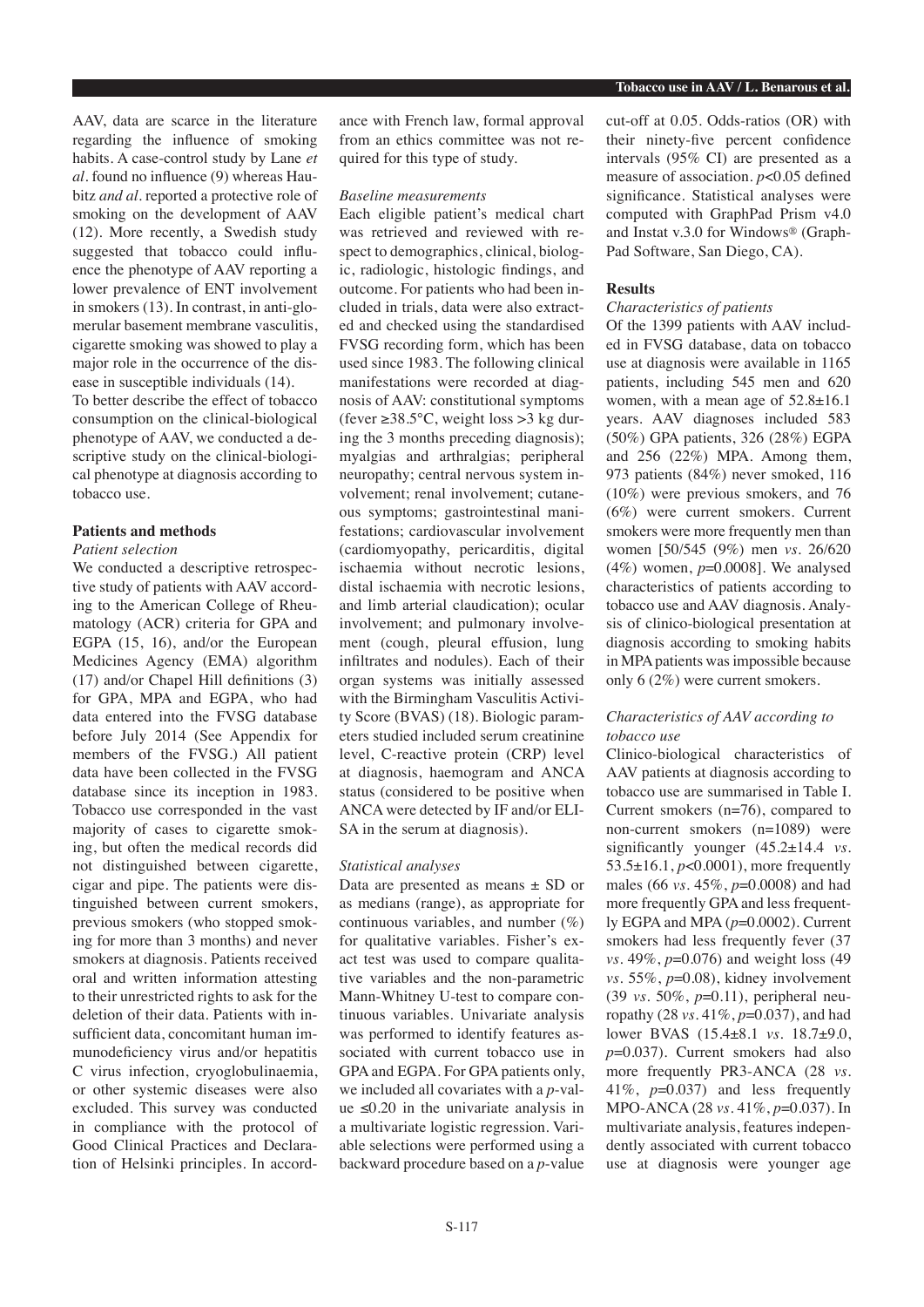AAV, data are scarce in the literature regarding the influence of smoking habits. A case-control study by Lane *et al*. found no influence (9) whereas Haubitz *and al*. reported a protective role of smoking on the development of AAV (12). More recently, a Swedish study suggested that tobacco could influence the phenotype of AAV reporting a lower prevalence of ENT involvement in smokers (13). In contrast, in anti-glomerular basement membrane vasculitis, cigarette smoking was showed to play a major role in the occurrence of the disease in susceptible individuals (14).

To better describe the effect of tobacco consumption on the clinical-biological phenotype of AAV, we conducted a descriptive study on the clinical-biological phenotype at diagnosis according to tobacco use.

## Patients and methods

### *Patient selection*

We conducted a descriptive retrospective study of patients with AAV according to the American College of Rheumatology (ACR) criteria for GPA and EGPA (15, 16), and/or the European Medicines Agency (EMA) algorithm (17) and/or Chapel Hill definitions (3) for GPA, MPA and EGPA, who had data entered into the FVSG database before July 2014 (See Appendix for members of the FVSG.) All patient data have been collected in the FVSG database since its inception in 1983. Tobacco use corresponded in the vast majority of cases to cigarette smoking, but often the medical records did not distinguished between cigarette, cigar and pipe. The patients were distinguished between current smokers, previous smokers (who stopped smoking for more than 3 months) and never smokers at diagnosis. Patients received oral and written information attesting to their unrestricted rights to ask for the deletion of their data. Patients with insufficient data, concomitant human immunodeficiency virus and/or hepatitis C virus infection, cryoglobulinaemia, or other systemic diseases were also excluded. This survey was conducted in compliance with the protocol of Good Clinical Practices and Declaration of Helsinki principles. In accordance with French law, formal approval from an ethics committee was not required for this type of study.

### *Baseline measurements*

Each eligible patient's medical chart was retrieved and reviewed with respect to demographics, clinical, biologic, radiologic, histologic findings, and outcome. For patients who had been included in trials, data were also extracted and checked using the standardised FVSG recording form, which has been used since 1983. The following clinical manifestations were recorded at diagnosis of AAV: constitutional symptoms (fever ≥38.5°C, weight loss >3 kg during the 3 months preceding diagnosis); myalgias and arthralgias; peripheral neuropathy; central nervous system involvement; renal involvement; cutaneous symptoms; gastrointestinal manifestations; cardiovascular involvement (cardiomyopathy, pericarditis, digital ischaemia without necrotic lesions, distal ischaemia with necrotic lesions, and limb arterial claudication); ocular involvement; and pulmonary involvement (cough, pleural effusion, lung infiltrates and nodules). Each of their organ systems was initially assessed with the Birmingham Vasculitis Activity Score (BVAS) (18). Biologic parameters studied included serum creatinine level, C-reactive protein (CRP) level at diagnosis, haemogram and ANCA status (considered to be positive when ANCA were detected by IF and/or ELISA in the serum at diagnosis).

### *Statistical analyses*

Data are presented as means ± SD or as medians (range), as appropriate for continuous variables, and number (%) for qualitative variables. Fisher's exact test was used to compare qualitative variables and the non-parametric Mann-Whitney U-test to compare continuous variables. Univariate analysis was performed to identify features associated with current tobacco use in GPA and EGPA. For GPA patients only, we included all covariates with a *p*-value ≤0.20 in the univariate analysis in a multivariate logistic regression. Variable selections were performed using a backward procedure based on a *p*-value cut-off at 0.05. Odds-ratios (OR) with their ninety-five percent confidence intervals (95% CI) are presented as a measure of association. $p<0.05$ defined significance. Statistical analyses were computed with GraphPad Prism v4.0 and Instat v.3.0 for Windows® (GraphPad Software, San Diego, CA).

## Results

### *Characteristics of patients*

Of the 1399 patients with AAV included in FVSG database, data on tobacco use at diagnosis were available in 1165 patients, including 545 men and 620 women, with a mean age of 52.8±16.1 years. AAV diagnoses included 583 (50%) GPA patients, 326 (28%) EGPA and 256 (22%) MPA. Among them, 973 patients (84%) never smoked, 116 (10%) were previous smokers, and 76 (6%) were current smokers. Current smokers were more frequently men than women [50/545 (9%) men *vs*. 26/620 (4%) women, $p=0.0008$]. We analysed characteristics of patients according to tobacco use and AAV diagnosis. Analysis of clinico-biological presentation at diagnosis according to smoking habits in MPA patients was impossible because only 6 (2%) were current smokers.

### *Characteristics of AAV according to tobacco use*

Clinico-biological characteristics of AAV patients at diagnosis according to tobacco use are summarised in Table I. Current smokers (n=76), compared to non-current smokers (n=1089) were significantly younger (45.2±14.4 *vs*. 53.5±16.1, $p<0.0001$), more frequently males (66 *vs*. 45%, $p=0.0008$) and had more frequently GPA and less frequently EGPA and MPA ($p=0.0002$). Current smokers had less frequently fever (37 *vs*. 49%, $p=0.076$) and weight loss (49 *vs*. 55%, $p=0.08$), kidney involvement (39 *vs*. 50%, $p=0.11$), peripheral neuropathy (28 *vs*. 41%, $p=0.037$), and had lower BVAS (15.4±8.1 *vs*. 18.7±9.0, $p=0.037$). Current smokers had also more frequently PR3-ANCA (28 *vs*. 41%, $p=0.037$) and less frequently MPO-ANCA (28 *vs*. 41%, $p=0.037$). In multivariate analysis, features independently associated with current tobacco use at diagnosis were younger age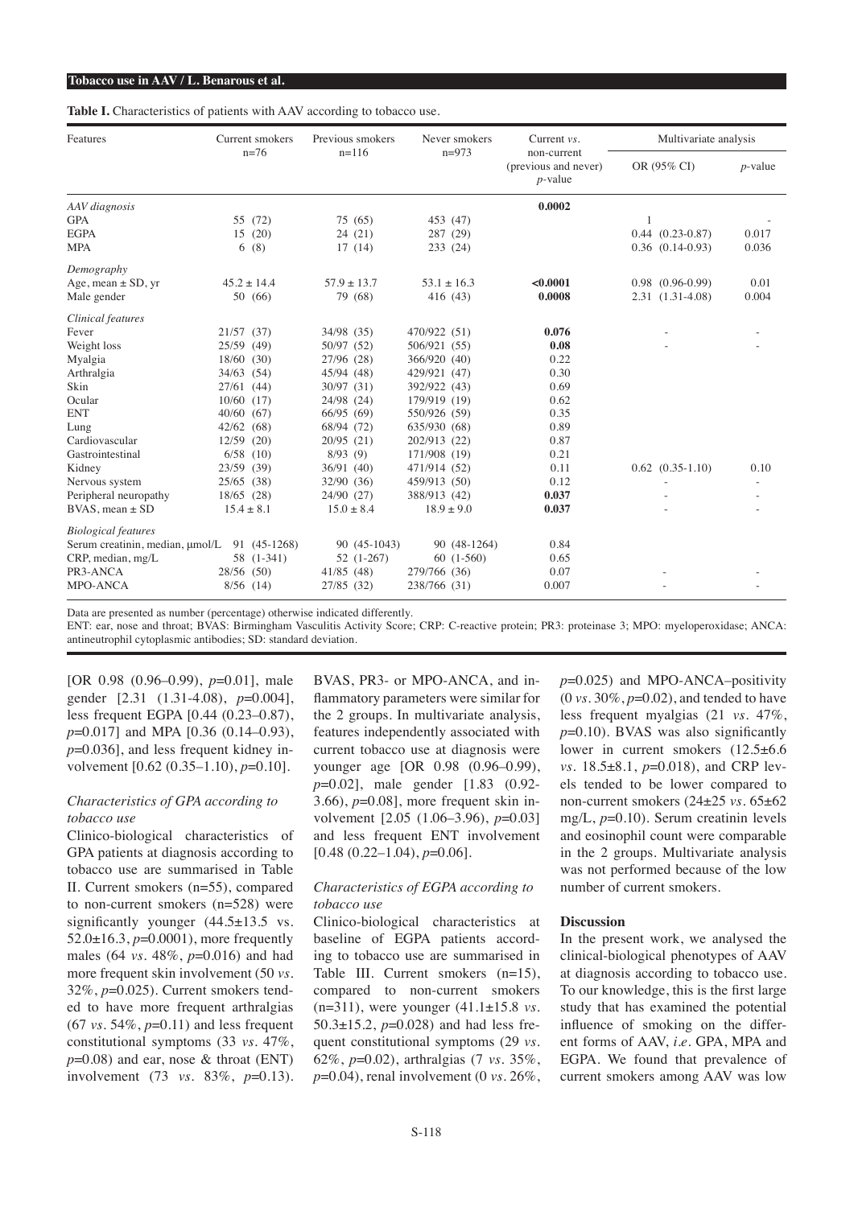**Table I.** Characteristics of patients with AAV according to tobacco use.

| Features | Current smokers n=76 | Previous smokers n=116 | Never smokers n=973 | Current *vs.* non-current (previous and never) *p*-value | Multivariate analysis OR (95% CI) | Multivariate analysis *p*-value |
|---|---|---|---|---|---|---|
| *AAV diagnosis* | | | | **0.0002** | | |
| GPA | 55 (72) | 75 (65) | 453 (47) | | 1 | - |
| EGPA | 15 (20) | 24 (21) | 287 (29) | | 0.44 (0.23-0.87) | 0.017 |
| MPA | 6 (8) | 17 (14) | 233 (24) | | 0.36 (0.14-0.93) | 0.036 |
| *Demography* | | | | | | |
| Age, mean ± SD, yr | 45.2 ± 14.4 | 57.9 ± 13.7 | 53.1 ± 16.3 | **<0.0001** | 0.98 (0.96-0.99) | 0.01 |
| Male gender | 50 (66) | 79 (68) | 416 (43) | **0.0008** | 2.31 (1.31-4.08) | 0.004 |
| *Clinical features* | | | | | | |
| Fever | 21/57 (37) | 34/98 (35) | 470/922 (51) | **0.076** | - | - |
| Weight loss | 25/59 (49) | 50/97 (52) | 506/921 (55) | **0.08** | - | - |
| Myalgia | 18/60 (30) | 27/96 (28) | 366/920 (40) | 0.22 | | |
| Arthralgia | 34/63 (54) | 45/94 (48) | 429/921 (47) | 0.30 | | |
| Skin | 27/61 (44) | 30/97 (31) | 392/922 (43) | 0.69 | | |
| Ocular | 10/60 (17) | 24/98 (24) | 179/919 (19) | 0.62 | | |
| ENT | 40/60 (67) | 66/95 (69) | 550/926 (59) | 0.35 | | |
| Lung | 42/62 (68) | 68/94 (72) | 635/930 (68) | 0.89 | | |
| Cardiovascular | 12/59 (20) | 20/95 (21) | 202/913 (22) | 0.87 | | |
| Gastrointestinal | 6/58 (10) | 8/93 (9) | 171/908 (19) | 0.21 | | |
| Kidney | 23/59 (39) | 36/91 (40) | 471/914 (52) | 0.11 | 0.62 (0.35-1.10) | 0.10 |
| Nervous system | 25/65 (38) | 32/90 (36) | 459/913 (50) | 0.12 | - | - |
| Peripheral neuropathy | 18/65 (28) | 24/90 (27) | 388/913 (42) | **0.037** | - | - |
| BVAS, mean ± SD | 15.4 ± 8.1 | 15.0 ± 8.4 | 18.9 ± 9.0 | **0.037** | - | - |
| *Biological features* | | | | | | |
| Serum creatinin, median, μmol/L | 91 (45-1268) | 90 (45-1043) | 90 (48-1264) | 0.84 | | |
| CRP, median, mg/L | 58 (1-341) | 52 (1-267) | 60 (1-560) | 0.65 | | |
| PR3-ANCA | 28/56 (50) | 41/85 (48) | 279/766 (36) | 0.07 | - | - |
| MPO-ANCA | 8/56 (14) | 27/85 (32) | 238/766 (31) | 0.007 | - | - |

Data are presented as number (percentage) otherwise indicated differently.
ENT: ear, nose and throat; BVAS: Birmingham Vasculitis Activity Score; CRP: C-reactive protein; PR3: proteinase 3; MPO: myeloperoxidase; ANCA: antineutrophil cytoplasmic antibodies; SD: standard deviation.

[OR 0.98 (0.96–0.99), *p*=0.01], male gender [2.31 (1.31-4.08), *p*=0.004], less frequent EGPA [0.44 (0.23–0.87), *p*=0.017] and MPA [0.36 (0.14–0.93), *p*=0.036], and less frequent kidney involvement [0.62 (0.35–1.10), *p*=0.10].

### *Characteristics of GPA according to tobacco use*

Clinico-biological characteristics of GPA patients at diagnosis according to tobacco use are summarised in Table II. Current smokers (n=55), compared to non-current smokers (n=528) were significantly younger (44.5±13.5 vs. 52.0±16.3, *p*=0.0001), more frequently males (64 *vs.* 48%, *p*=0.016) and had more frequent skin involvement (50 *vs.* 32%, *p*=0.025). Current smokers tended to have more frequent arthralgias (67 *vs.* 54%, *p*=0.11) and less frequent constitutional symptoms (33 *vs.* 47%, *p*=0.08) and ear, nose & throat (ENT) involvement (73 *vs.* 83%, *p*=0.13). BVAS, PR3- or MPO-ANCA, and inflammatory parameters were similar for the 2 groups. In multivariate analysis, features independently associated with current tobacco use at diagnosis were younger age [OR 0.98 (0.96–0.99), *p*=0.02], male gender [1.83 (0.92-3.66), *p*=0.08], more frequent skin involvement [2.05 (1.06–3.96), *p*=0.03] and less frequent ENT involvement [0.48 (0.22–1.04), *p*=0.06].

### *Characteristics of EGPA according to tobacco use*

Clinico-biological characteristics at baseline of EGPA patients according to tobacco use are summarised in Table III. Current smokers (n=15), compared to non-current smokers (n=311), were younger (41.1±15.8 *vs.* 50.3±15.2, *p*=0.028) and had less frequent constitutional symptoms (29 *vs.* 62%, *p*=0.02), arthralgias (7 *vs.* 35%, *p*=0.04), renal involvement (0 *vs.* 26%, *p*=0.025) and MPO-ANCA–positivity (0 *vs.* 30%, *p*=0.02), and tended to have less frequent myalgias (21 *vs.* 47%, *p*=0.10). BVAS was also significantly lower in current smokers (12.5±6.6 *vs.* 18.5±8.1, *p*=0.018), and CRP levels tended to be lower compared to non-current smokers (24±25 *vs.* 65±62 mg/L, *p*=0.10). Serum creatinin levels and eosinophil count were comparable in the 2 groups. Multivariate analysis was not performed because of the low number of current smokers.

## Discussion

In the present work, we analysed the clinical-biological phenotypes of AAV at diagnosis according to tobacco use. To our knowledge, this is the first large study that has examined the potential influence of smoking on the different forms of AAV, *i.e.* GPA, MPA and EGPA. We found that prevalence of current smokers among AAV was low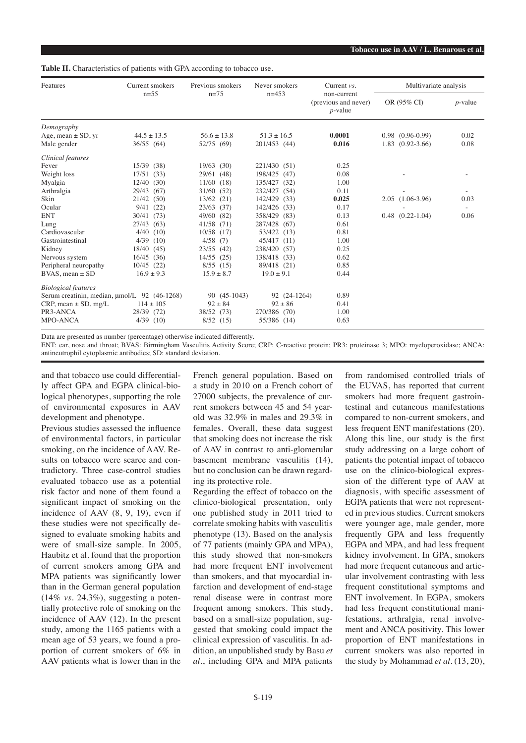**Table II.** Characteristics of patients with GPA according to tobacco use.

| Features | Current smokers n=55 | Previous smokers n=75 | Never smokers n=453 | Current *vs.* non-current (previous and never) *p*-value | Multivariate analysis | |
|---|---|---|---|---|---|---|
| | | | | | OR (95% CI) | *p*-value |
| *Demography* | | | | | | |
| Age, mean ± SD, yr | 44.5 ± 13.5 | 56.6 ± 13.8 | 51.3 ± 16.5 | **0.0001** | 0.98 (0.96-0.99) | 0.02 |
| Male gender | 36/55 (64) | 52/75 (69) | 201/453 (44) | **0.016** | 1.83 (0.92-3.66) | 0.08 |
| *Clinical features* | | | | | | |
| Fever | 15/39 (38) | 19/63 (30) | 221/430 (51) | 0.25 | | |
| Weight loss | 17/51 (33) | 29/61 (48) | 198/425 (47) | 0.08 | - | - |
| Myalgia | 12/40 (30) | 11/60 (18) | 135/427 (32) | 1.00 | | |
| Arthralgia | 29/43 (67) | 31/60 (52) | 232/427 (54) | 0.11 | - | - |
| Skin | 21/42 (50) | 13/62 (21) | 142/429 (33) | **0.025** | 2.05 (1.06-3.96) | 0.03 |
| Ocular | 9/41 (22) | 23/63 (37) | 142/426 (33) | 0.17 | - | - |
| ENT | 30/41 (73) | 49/60 (82) | 358/429 (83) | 0.13 | 0.48 (0.22-1.04) | 0.06 |
| Lung | 27/43 (63) | 41/58 (71) | 287/428 (67) | 0.61 | | |
| Cardiovascular | 4/40 (10) | 10/58 (17) | 53/422 (13) | 0.81 | | |
| Gastrointestinal | 4/39 (10) | 4/58 (7) | 45/417 (11) | 1.00 | | |
| Kidney | 18/40 (45) | 23/55 (42) | 238/420 (57) | 0.25 | | |
| Nervous system | 16/45 (36) | 14/55 (25) | 138/418 (33) | 0.62 | | |
| Peripheral neuropathy | 10/45 (22) | 8/55 (15) | 89/418 (21) | 0.85 | | |
| BVAS, mean ± SD | 16.9 ± 9.3 | 15.9 ± 8.7 | 19.0 ± 9.1 | 0.44 | | |
| *Biological features* | | | | | | |
| Serum creatinin, median, µmol/L | 92 (46-1268) | 90 (45-1043) | 92 (24-1264) | 0.89 | | |
| CRP, mean ± SD, mg/L | 114 ± 105 | 92 ± 84 | 92 ± 86 | 0.41 | | |
| PR3-ANCA | 28/39 (72) | 38/52 (73) | 270/386 (70) | 1.00 | | |
| MPO-ANCA | 4/39 (10) | 8/52 (15) | 55/386 (14) | 0.63 | | |

Data are presented as number (percentage) otherwise indicated differently.
ENT: ear, nose and throat; BVAS: Birmingham Vasculitis Activity Score; CRP: C-reactive protein; PR3: proteinase 3; MPO: myeloperoxidase; ANCA: antineutrophil cytoplasmic antibodies; SD: standard deviation.

and that tobacco use could differentially affect GPA and EGPA clinical-biological phenotypes, supporting the role of environmental exposures in AAV development and phenotype.

Previous studies assessed the influence of environmental factors, in particular smoking, on the incidence of AAV. Results on tobacco were scarce and contradictory. Three case-control studies evaluated tobacco use as a potential risk factor and none of them found a significant impact of smoking on the incidence of AAV (8, 9, 19), even if these studies were not specifically designed to evaluate smoking habits and were of small-size sample. In 2005, Haubitz et al. found that the proportion of current smokers among GPA and MPA patients was significantly lower than in the German general population (14% *vs.* 24.3%), suggesting a potentially protective role of smoking on the incidence of AAV (12). In the present study, among the 1165 patients with a mean age of 53 years, we found a proportion of current smokers of 6% in AAV patients what is lower than in the French general population. Based on a study in 2010 on a French cohort of 27000 subjects, the prevalence of current smokers between 45 and 54 year-old was 32.9% in males and 29.3% in females. Overall, these data suggest that smoking does not increase the risk of AAV in contrast to anti-glomerular basement membrane vasculitis (14), but no conclusion can be drawn regarding its protective role.

Regarding the effect of tobacco on the clinico-biological presentation, only one published study in 2011 tried to correlate smoking habits with vasculitis phenotype (13). Based on the analysis of 77 patients (mainly GPA and MPA), this study showed that non-smokers had more frequent ENT involvement than smokers, and that myocardial infarction and development of end-stage renal disease were in contrast more frequent among smokers. This study, based on a small-size population, suggested that smoking could impact the clinical expression of vasculitis. In addition, an unpublished study by Basu *et al.*, including GPA and MPA patients from randomised controlled trials of the EUVAS, has reported that current smokers had more frequent gastrointestinal and cutaneous manifestations compared to non-current smokers, and less frequent ENT manifestations (20). Along this line, our study is the first study addressing on a large cohort of patients the potential impact of tobacco use on the clinico-biological expression of the different type of AAV at diagnosis, with specific assessment of EGPA patients that were not represented in previous studies. Current smokers were younger age, male gender, more frequently GPA and less frequently EGPA and MPA, and had less frequent kidney involvement. In GPA, smokers had more frequent cutaneous and articular involvement contrasting with less frequent constitutional symptoms and ENT involvement. In EGPA, smokers had less frequent constitutional manifestations, arthralgia, renal involvement and ANCA positivity. This lower proportion of ENT manifestations in current smokers was also reported in the study by Mohammad *et al.* (13, 20),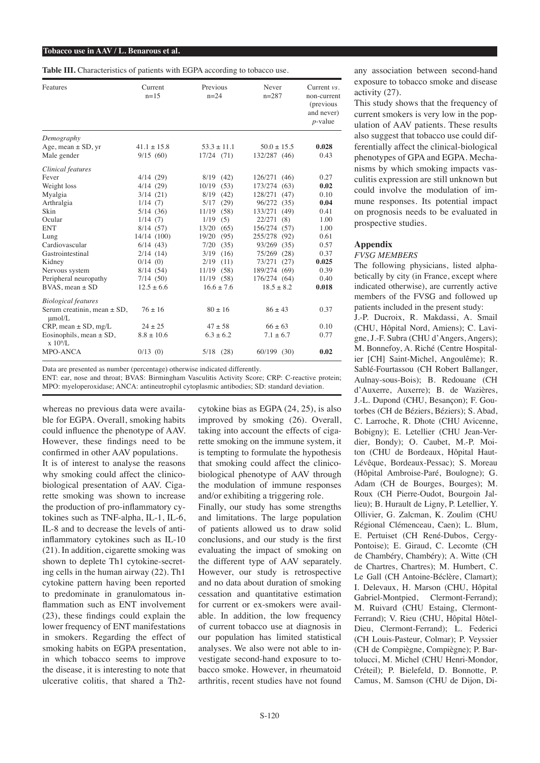**Table III.** Characteristics of patients with EGPA according to tobacco use.

| Features | Current n=15 | Previous n=24 | Never n=287 | Current *vs.* non-current (previous and never) *p*-value |
|---|---|---|---|---|
| *Demography* | | | | |
| Age, mean ± SD, yr | 41.1 ± 15.8 | 53.3 ± 11.1 | 50.0 ± 15.5 | **0.028** |
| Male gender | 9/15 (60) | 17/24 (71) | 132/287 (46) | 0.43 |
| *Clinical features* | | | | |
| Fever | 4/14 (29) | 8/19 (42) | 126/271 (46) | 0.27 |
| Weight loss | 4/14 (29) | 10/19 (53) | 173/274 (63) | **0.02** |
| Myalgia | 3/14 (21) | 8/19 (42) | 128/271 (47) | 0.10 |
| Arthralgia | 1/14 (7) | 5/17 (29) | 96/272 (35) | **0.04** |
| Skin | 5/14 (36) | 11/19 (58) | 133/271 (49) | 0.41 |
| Ocular | 1/14 (7) | 1/19 (5) | 22/271 (8) | 1.00 |
| ENT | 8/14 (57) | 13/20 (65) | 156/274 (57) | 1.00 |
| Lung | 14/14 (100) | 19/20 (95) | 255/278 (92) | 0.61 |
| Cardiovascular | 6/14 (43) | 7/20 (35) | 93/269 (35) | 0.57 |
| Gastrointestinal | 2/14 (14) | 3/19 (16) | 75/269 (28) | 0.37 |
| Kidney | 0/14 (0) | 2/19 (11) | 73/271 (27) | **0.025** |
| Nervous system | 8/14 (54) | 11/19 (58) | 189/274 (69) | 0.39 |
| Peripheral neuropathy | 7/14 (50) | 11/19 (58) | 176/274 (64) | 0.40 |
| BVAS, mean ± SD | 12.5 ± 6.6 | 16.6 ± 7.6 | 18.5 ± 8.2 | **0.018** |
| *Biological features* | | | | |
| Serum creatinin, mean ± SD, μmol/L | 76 ± 16 | 80 ± 16 | 86 ± 43 | 0.37 |
| CRP, mean ± SD, mg/L | 24 ± 25 | 47 ± 58 | 66 ± 63 | 0.10 |
| Eosinophils, mean ± SD, x $10^9$/L | 8.8 ± 10.6 | 6.3 ± 6.2 | 7.1 ± 6.7 | 0.77 |
| MPO-ANCA | 0/13 (0) | 5/18 (28) | 60/199 (30) | **0.02** |

Data are presented as number (percentage) otherwise indicated differently.
ENT: ear, nose and throat; BVAS: Birmingham Vasculitis Activity Score; CRP: C-reactive protein; MPO: myeloperoxidase; ANCA: antineutrophil cytoplasmic antibodies; SD: standard deviation.

whereas no previous data were available for EGPA. Overall, smoking habits could influence the phenotype of AAV. However, these findings need to be confirmed in other AAV populations.

It is of interest to analyse the reasons why smoking could affect the clinico-biological presentation of AAV. Cigarette smoking was shown to increase the production of pro-inflammatory cytokines such as TNF-alpha, IL-1, IL-6, IL-8 and to decrease the levels of anti-inflammatory cytokines such as IL-10 (21). In addition, cigarette smoking was shown to deplete Th1 cytokine-secreting cells in the human airway (22). Th1 cytokine pattern having been reported to predominate in granulomatous inflammation such as ENT involvement (23), these findings could explain the lower frequency of ENT manifestations in smokers. Regarding the effect of smoking habits on EGPA presentation, in which tobacco seems to improve the disease, it is interesting to note that ulcerative colitis, that shared a Th2-cytokine bias as EGPA (24, 25), is also improved by smoking (26). Overall, taking into account the effects of cigarette smoking on the immune system, it is tempting to formulate the hypothesis that smoking could affect the clinico-biological phenotype of AAV through the modulation of immune responses and/or exhibiting a triggering role.

Finally, our study has some strengths and limitations. The large population of patients allowed us to draw solid conclusions, and our study is the first evaluating the impact of smoking on the different type of AAV separately. However, our study is retrospective and no data about duration of smoking cessation and quantitative estimation for current or ex-smokers were available. In addition, the low frequency of current tobacco use at diagnosis in our population has limited statistical analyses. We also were not able to investigate second-hand exposure to tobacco smoke. However, in rheumatoid arthritis, recent studies have not found any association between second-hand exposure to tobacco smoke and disease activity (27).

This study shows that the frequency of current smokers is very low in the population of AAV patients. These results also suggest that tobacco use could differentially affect the clinical-biological phenotypes of GPA and EGPA. Mechanisms by which smoking impacts vasculitis expression are still unknown but could involve the modulation of immune responses. Its potential impact on prognosis needs to be evaluated in prospective studies.

## Appendix

*FVSG MEMBERS*

The following physicians, listed alphabetically by city (in France, except where indicated otherwise), are currently active members of the FVSG and followed up patients included in the present study: J.-P. Ducroix, R. Makdassi, A. Smail (CHU, Hôpital Nord, Amiens); C. Lavigne, J.-F. Subra (CHU d'Angers, Angers); M. Bonnefoy, A. Riché (Centre Hospitalier [CH] Saint-Michel, Angoulême); R. Sablé-Fourtassou (CH Robert Ballanger, Aulnay-sous-Bois); B. Redouane (CH d'Auxerre, Auxerre); B. de Wazières, J.-L. Dupond (CHU, Besançon); F. Goutorbes (CH de Béziers, Béziers); S. Abad, C. Larroche, R. Dhote (CHU Avicenne, Bobigny); E. Letellier (CHU Jean-Verdier, Bondy); O. Caubet, M.-P. Moiton (CHU de Bordeaux, Hôpital Haut-Lévêque, Bordeaux-Pessac); S. Moreau (Hôpital Ambroise-Paré, Boulogne); G. Adam (CH de Bourges, Bourges); M. Roux (CH Pierre-Oudot, Bourgoin Jallieu); B. Hurault de Ligny, P. Letellier, Y. Ollivier, G. Zalcman, K. Zoulim (CHU Régional Clémenceau, Caen); L. Blum, E. Pertuiset (CH René-Dubos, Cergy-Pontoise); E. Giraud, C. Lecomte (CH de Chambéry, Chambéry); A. Witte (CH de Chartres, Chartres); M. Humbert, C. Le Gall (CH Antoine-Béclère, Clamart); I. Delevaux, H. Marson (CHU, Hôpital Gabriel-Montpied, Clermont-Ferrand); M. Ruivard (CHU Estaing, Clermont-Ferrand); V. Rieu (CHU, Hôpital Hôtel-Dieu, Clermont-Ferrand); L. Federici (CH Louis-Pasteur, Colmar); P. Veyssier (CH de Compiègne, Compiègne); P. Bartolucci, M. Michel (CHU Henri-Mondor, Créteil); P. Bielefeld, D. Bonnotte, P. Camus, M. Samson (CHU de Dijon, Di-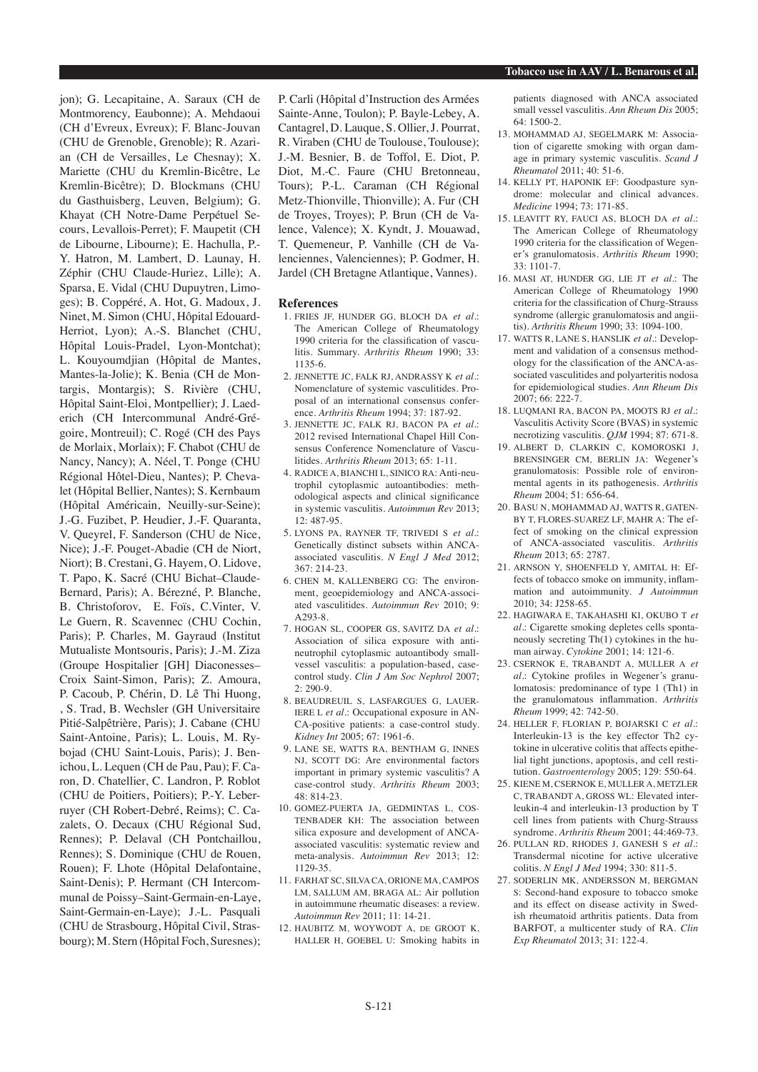jon); G. Lecapitaine, A. Saraux (CH de Montmorency, Eaubonne); A. Mehdaoui (CH d'Evreux, Evreux); F. Blanc-Jouvan (CHU de Grenoble, Grenoble); R. Azarian (CH de Versailles, Le Chesnay); X. Mariette (CHU du Kremlin-Bicêtre, Le Kremlin-Bicêtre); D. Blockmans (CHU du Gasthuisberg, Leuven, Belgium); G. Khayat (CH Notre-Dame Perpétuel Secours, Levallois-Perret); F. Maupetit (CH de Libourne, Libourne); E. Hachulla, P.-Y. Hatron, M. Lambert, D. Launay, H. Zéphir (CHU Claude-Huriez, Lille); A. Sparsa, E. Vidal (CHU Dupuytren, Limoges); B. Coppéré, A. Hot, G. Madoux, J. Ninet, M. Simon (CHU, Hôpital Edouard-Herriot, Lyon); A.-S. Blanchet (CHU, Hôpital Louis-Pradel, Lyon-Montchat); L. Kouyoumdjian (Hôpital de Mantes, Mantes-la-Jolie); K. Benia (CH de Montargis, Montargis); S. Rivière (CHU, Hôpital Saint-Eloi, Montpellier); J. Laederich (CH Intercommunal André-Grégoire, Montreuil); C. Rogé (CH des Pays de Morlaix, Morlaix); F. Chabot (CHU de Nancy, Nancy); A. Néel, T. Ponge (CHU Régional Hôtel-Dieu, Nantes); P. Chevalet (Hôpital Bellier, Nantes); S. Kernbaum (Hôpital Américain, Neuilly-sur-Seine); J.-G. Fuzibet, P. Heudier, J.-F. Quaranta, V. Queyrel, F. Sanderson (CHU de Nice, Nice); J.-F. Pouget-Abadie (CH de Niort, Niort); B. Crestani, G. Hayem, O. Lidove, T. Papo, K. Sacré (CHU Bichat–Claude-Bernard, Paris); A. Bérezné, P. Blanche, B. Christoforov, E. Foïs, C.Vinter, V. Le Guern, R. Scavennec (CHU Cochin, Paris); P. Charles, M. Gayraud (Institut Mutualiste Montsouris, Paris); J.-M. Ziza (Groupe Hospitalier [GH] Diaconesses–Croix Saint-Simon, Paris); Z. Amoura, P. Cacoub, P. Chérin, D. Lê Thi Huong, , S. Trad, B. Wechsler (GH Universitaire Pitié-Salpêtrière, Paris); J. Cabane (CHU Saint-Antoine, Paris); L. Louis, M. Rybojad (CHU Saint-Louis, Paris); J. Benichou, L. Lequen (CH de Pau, Pau); F. Caron, D. Chatellier, C. Landron, P. Roblot (CHU de Poitiers, Poitiers); P.-Y. Leberruyer (CH Robert-Debré, Reims); C. Cazalets, O. Decaux (CHU Régional Sud, Rennes); P. Delaval (CH Pontchaillou, Rennes); S. Dominique (CHU de Rouen, Rouen); F. Lhote (Hôpital Delafontaine, Saint-Denis); P. Hermant (CH Intercommunal de Poissy–Saint-Germain-en-Laye, Saint-Germain-en-Laye); J.-L. Pasquali (CHU de Strasbourg, Hôpital Civil, Strasbourg); M. Stern (Hôpital Foch, Suresnes); P. Carli (Hôpital d'Instruction des Armées Sainte-Anne, Toulon); P. Bayle-Lebey, A. Cantagrel, D. Lauque, S. Ollier, J. Pourrat, R. Viraben (CHU de Toulouse, Toulouse); J.-M. Besnier, B. de Toffol, E. Diot, P. Diot, M.-C. Faure (CHU Bretonneau, Tours); P.-L. Caraman (CH Régional Metz-Thionville, Thionville); A. Fur (CH de Troyes, Troyes); P. Brun (CH de Valence, Valence); X. Kyndt, J. Mouawad, T. Quemeneur, P. Vanhille (CH de Valenciennes, Valenciennes); P. Godmer, H. Jardel (CH Bretagne Atlantique, Vannes).

## References

1. FRIES JF, HUNDER GG, BLOCH DA *et al.*: The American College of Rheumatology 1990 criteria for the classification of vasculitis. Summary. *Arthritis Rheum* 1990; 33: 1135-6.
2. JENNETTE JC, FALK RJ, ANDRASSY K *et al.*: Nomenclature of systemic vasculitides. Proposal of an international consensus conference. *Arthritis Rheum* 1994; 37: 187-92.
3. JENNETTE JC, FALK RJ, BACON PA *et al.*: 2012 revised International Chapel Hill Consensus Conference Nomenclature of Vasculitides. *Arthritis Rheum* 2013; 65: 1-11.
4. RADICE A, BIANCHI L, SINICO RA: Anti-neutrophil cytoplasmic autoantibodies: methodological aspects and clinical significance in systemic vasculitis. *Autoimmun Rev* 2013; 12: 487-95.
5. LYONS PA, RAYNER TF, TRIVEDI S *et al.*: Genetically distinct subsets within ANCA-associated vasculitis. *N Engl J Med* 2012; 367: 214-23.
6. CHEN M, KALLENBERG CG: The environment, geoepidemiology and ANCA-associated vasculitides. *Autoimmun Rev* 2010; 9: A293-8.
7. HOGAN SL, COOPER GS, SAVITZ DA *et al.*: Association of silica exposure with anti-neutrophil cytoplasmic autoantibody small-vessel vasculitis: a population-based, case-control study. *Clin J Am Soc Nephrol* 2007; 2: 290-9.
8. BEAUDREUIL S, LASFARGUES G, LAUERIERE L *et al.*: Occupational exposure in ANCA-positive patients: a case-control study. *Kidney Int* 2005; 67: 1961-6.
9. LANE SE, WATTS RA, BENTHAM G, INNES NJ, SCOTT DG: Are environmental factors important in primary systemic vasculitis? A case-control study. *Arthritis Rheum* 2003; 48: 814-23.
10. GOMEZ-PUERTA JA, GEDMINTAS L, COSTENBADER KH: The association between silica exposure and development of ANCA-associated vasculitis: systematic review and meta-analysis. *Autoimmun Rev* 2013; 12: 1129-35.
11. FARHAT SC, SILVA CA, ORIONE MA, CAMPOS LM, SALLUM AM, BRAGA AL: Air pollution in autoimmune rheumatic diseases: a review. *Autoimmun Rev* 2011; 11: 14-21.
12. HAUBITZ M, WOYWODT A, DE GROOT K, HALLER H, GOEBEL U: Smoking habits in patients diagnosed with ANCA associated small vessel vasculitis. *Ann Rheum Dis* 2005; 64: 1500-2.
13. MOHAMMAD AJ, SEGELMARK M: Association of cigarette smoking with organ damage in primary systemic vasculitis. *Scand J Rheumatol* 2011; 40: 51-6.
14. KELLY PT, HAPONIK EF: Goodpasture syndrome: molecular and clinical advances. *Medicine* 1994; 73: 171-85.
15. LEAVITT RY, FAUCI AS, BLOCH DA *et al.*: The American College of Rheumatology 1990 criteria for the classification of Wegener's granulomatosis. *Arthritis Rheum* 1990; 33: 1101-7.
16. MASI AT, HUNDER GG, LIE JT *et al.*: The American College of Rheumatology 1990 criteria for the classification of Churg-Strauss syndrome (allergic granulomatosis and angiitis). *Arthritis Rheum* 1990; 33: 1094-100.
17. WATTS R, LANE S, HANSLIK *et al.*: Development and validation of a consensus methodology for the classification of the ANCA-associated vasculitides and polyarteritis nodosa for epidemiological studies. *Ann Rheum Dis* 2007; 66: 222-7.
18. LUQMANI RA, BACON PA, MOOTS RJ *et al.*: Vasculitis Activity Score (BVAS) in systemic necrotizing vasculitis. *QJM* 1994; 87: 671-8.
19. ALBERT D, CLARKIN C, KOMOROSKI J, BRENSINGER CM, BERLIN JA: Wegener's granulomatosis: Possible role of environmental agents in its pathogenesis. *Arthritis Rheum* 2004; 51: 656-64.
20. BASU N, MOHAMMAD AJ, WATTS R, GATENBY T, FLORES-SUAREZ LF, MAHR A: The effect of smoking on the clinical expression of ANCA-associated vasculitis. *Arthritis Rheum* 2013; 65: 2787.
21. ARNSON Y, SHOENFELD Y, AMITAL H: Effects of tobacco smoke on immunity, inflammation and autoimmunity. *J Autoimmun* 2010; 34: J258-65.
22. HAGIWARA E, TAKAHASHI KI, OKUBO T *et al.*: Cigarette smoking depletes cells spontaneously secreting Th(1) cytokines in the human airway. *Cytokine* 2001; 14: 121-6.
23. CSERNOK E, TRABANDT A, MULLER A *et al.*: Cytokine profiles in Wegener's granulomatosis: predominance of type 1 (Th1) in the granulomatous inflammation. *Arthritis Rheum* 1999; 42: 742-50.
24. HELLER F, FLORIAN P, BOJARSKI C *et al.*: Interleukin-13 is the key effector Th2 cytokine in ulcerative colitis that affects epithelial tight junctions, apoptosis, and cell restitution. *Gastroenterology* 2005; 129: 550-64.
25. KIENE M, CSERNOK E, MULLER A, METZLER C, TRABANDT A, GROSS WL: Elevated interleukin-4 and interleukin-13 production by T cell lines from patients with Churg-Strauss syndrome. *Arthritis Rheum* 2001; 44:469-73.
26. PULLAN RD, RHODES J, GANESH S *et al.*: Transdermal nicotine for active ulcerative colitis. *N Engl J Med* 1994; 330: 811-5.
27. SODERLIN MK, ANDERSSON M, BERGMAN S: Second-hand exposure to tobacco smoke and its effect on disease activity in Swedish rheumatoid arthritis patients. Data from BARFOT, a multicenter study of RA. *Clin Exp Rheumatol* 2013; 31: 122-4.